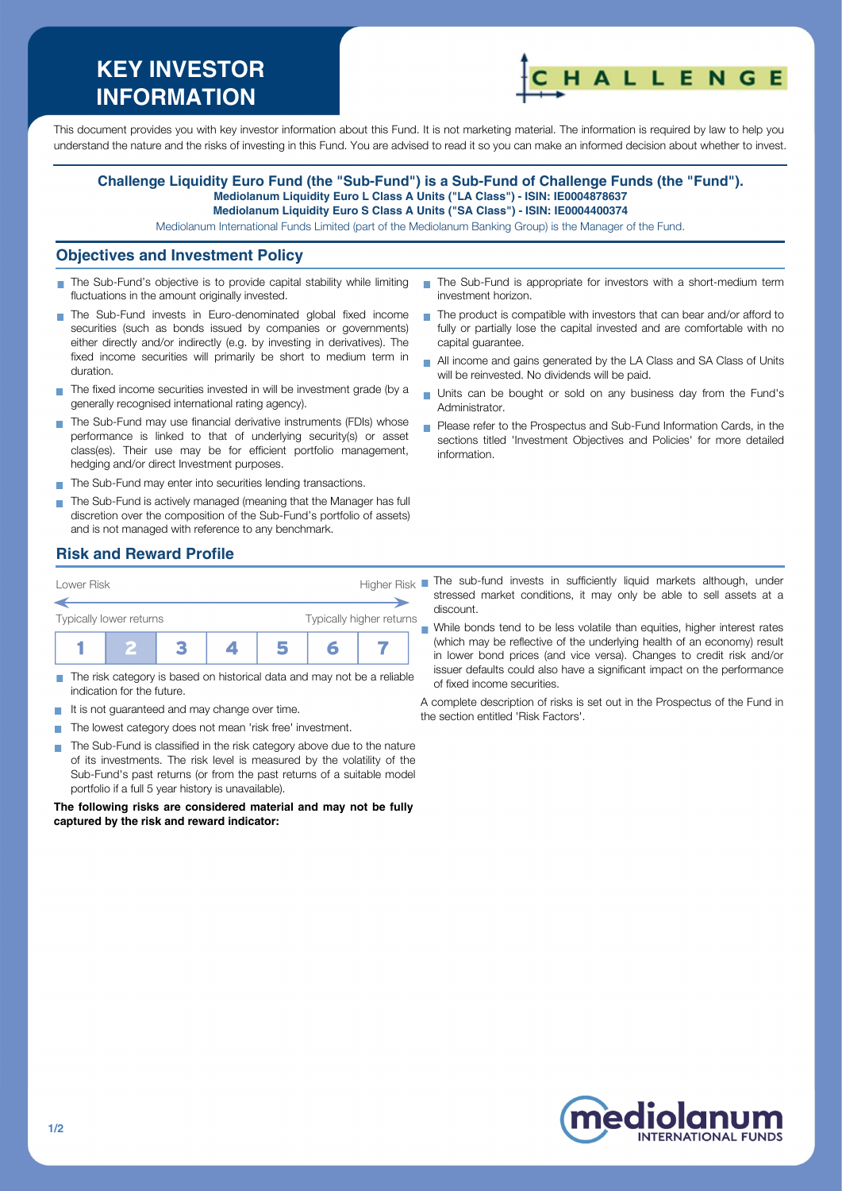# KEY INVESTOR INFORMATION

This document provides you with key investor information about this Fund. It is not marketing material. The information is required by law to help you understand the nature and the risks of investing in this Fund. You are advised to read it so you can make an informed decision about whether to invest.

**Challenge Liquidity Euro Fund (the "Sub-Fund") is a Sub-Fund of Challenge Funds (the "Fund").**
**Mediolanum Liquidity Euro L Class A Units ("LA Class") - ISIN: IE0004878637**
**Mediolanum Liquidity Euro S Class A Units ("SA Class") - ISIN: IE0004400374**
Mediolanum International Funds Limited (part of the Mediolanum Banking Group) is the Manager of the Fund.

## Objectives and Investment Policy

- The Sub-Fund's objective is to provide capital stability while limiting fluctuations in the amount originally invested.
- The Sub-Fund invests in Euro-denominated global fixed income securities (such as bonds issued by companies or governments) either directly and/or indirectly (e.g. by investing in derivatives). The fixed income securities will primarily be short to medium term in duration.
- The fixed income securities invested in will be investment grade (by a generally recognised international rating agency).
- The Sub-Fund may use financial derivative instruments (FDIs) whose performance is linked to that of underlying security(s) or asset class(es). Their use may be for efficient portfolio management, hedging and/or direct Investment purposes.
- The Sub-Fund may enter into securities lending transactions.
- The Sub-Fund is actively managed (meaning that the Manager has full discretion over the composition of the Sub-Fund's portfolio of assets) and is not managed with reference to any benchmark.
- The Sub-Fund is appropriate for investors with a short-medium term investment horizon.
- The product is compatible with investors that can bear and/or afford to fully or partially lose the capital invested and are comfortable with no capital guarantee.
- All income and gains generated by the LA Class and SA Class of Units will be reinvested. No dividends will be paid.
- Units can be bought or sold on any business day from the Fund's Administrator.
- Please refer to the Prospectus and Sub-Fund Information Cards, in the sections titled 'Investment Objectives and Policies' for more detailed information.

## Risk and Reward Profile

Lower Risk — Higher Risk

Typically lower returns — Typically higher returns

| 1 | **2** | 3 | 4 | 5 | 6 | 7 |
|---|---|---|---|---|---|---|

- The risk category is based on historical data and may not be a reliable indication for the future.
- It is not guaranteed and may change over time.
- The lowest category does not mean 'risk free' investment.
- The Sub-Fund is classified in the risk category above due to the nature of its investments. The risk level is measured by the volatility of the Sub-Fund's past returns (or from the past returns of a suitable model portfolio if a full 5 year history is unavailable).

**The following risks are considered material and may not be fully captured by the risk and reward indicator:**

- The sub-fund invests in sufficiently liquid markets although, under stressed market conditions, it may only be able to sell assets at a discount.
- While bonds tend to be less volatile than equities, higher interest rates (which may be reflective of the underlying health of an economy) result in lower bond prices (and vice versa). Changes to credit risk and/or issuer defaults could also have a significant impact on the performance of fixed income securities.

A complete description of risks is set out in the Prospectus of the Fund in the section entitled 'Risk Factors'.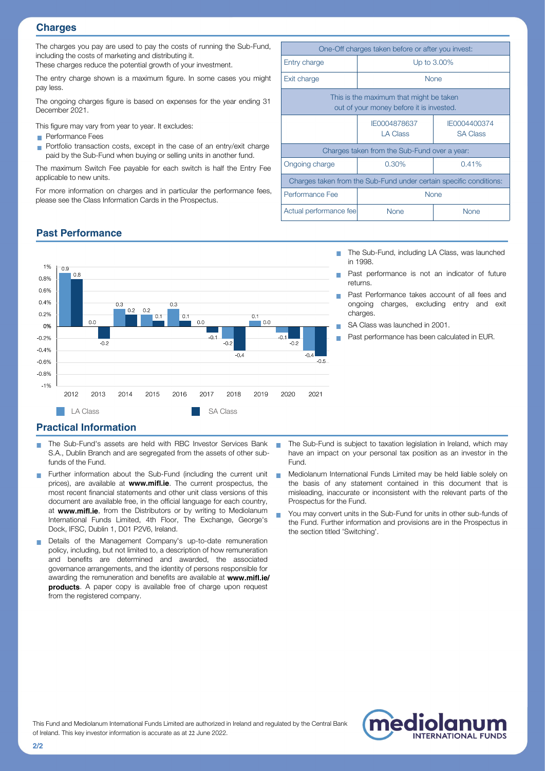## Charges

The charges you pay are used to pay the costs of running the Sub-Fund, including the costs of marketing and distributing it.
These charges reduce the potential growth of your investment.

The entry charge shown is a maximum figure. In some cases you might pay less.

The ongoing charges figure is based on expenses for the year ending 31 December 2021.

This figure may vary from year to year. It excludes:

- Performance Fees
- Portfolio transaction costs, except in the case of an entry/exit charge paid by the Sub-Fund when buying or selling units in another fund.

The maximum Switch Fee payable for each switch is half the Entry Fee applicable to new units.

For more information on charges and in particular the performance fees, please see the Class Information Cards in the Prospectus.

| One-Off charges taken before or after you invest: | | |
|---|---|---|
| Entry charge | Up to 3.00% | |
| Exit charge | None | |
| This is the maximum that might be taken out of your money before it is invested. | | |
| | IE0004878637 LA Class | IE0004400374 SA Class |
| Charges taken from the Sub-Fund over a year: | | |
| Ongoing charge | 0.30% | 0.41% |
| Charges taken from the Sub-Fund under certain specific conditions: | | |
| Performance Fee | None | |
| Actual performance fee | None | None |

## Past Performance

1%
0.8%
0.6%
0.4%
0.2%
0%
-0.2%
-0.4%
-0.6%
-0.8%
-1%

0.9 0.8 | 0.0 -0.2 | 0.3 0.2 | 0.2 0.1 | 0.3 0.1 | 0.0 -0.1 | -0.2 -0.4 | 0.1 0.0 | -0.1 -0.2 | -0.4 -0.5

2012 2013 2014 2015 2016 2017 2018 2019 2020 2021

LA Class SA Class

- The Sub-Fund, including LA Class, was launched in 1998.
- Past performance is not an indicator of future returns.
- Past Performance takes account of all fees and ongoing charges, excluding entry and exit charges.
- SA Class was launched in 2001.
- Past performance has been calculated in EUR.

## Practical Information

- The Sub-Fund's assets are held with RBC Investor Services Bank S.A., Dublin Branch and are segregated from the assets of other sub-funds of the Fund.
- Further information about the Sub-Fund (including the current unit prices), are available at **www.mifl.ie**. The current prospectus, the most recent financial statements and other unit class versions of this document are available free, in the official language for each country, at **www.mifl.ie**, from the Distributors or by writing to Mediolanum International Funds Limited, 4th Floor, The Exchange, George's Dock, IFSC, Dublin 1, D01 P2V6, Ireland.
- Details of the Management Company's up-to-date remuneration policy, including, but not limited to, a description of how remuneration and benefits are determined and awarded, the associated governance arrangements, and the identity of persons responsible for awarding the remuneration and benefits are available at **www.mifl.ie/products**. A paper copy is available free of charge upon request from the registered company.
- The Sub-Fund is subject to taxation legislation in Ireland, which may have an impact on your personal tax position as an investor in the Fund.
- Mediolanum International Funds Limited may be held liable solely on the basis of any statement contained in this document that is misleading, inaccurate or inconsistent with the relevant parts of the Prospectus for the Fund.
- You may convert units in the Sub-Fund for units in other sub-funds of the Fund. Further information and provisions are in the Prospectus in the section titled 'Switching'.

This Fund and Mediolanum International Funds Limited are authorized in Ireland and regulated by the Central Bank of Ireland. This key investor information is accurate as at 22 June 2022.